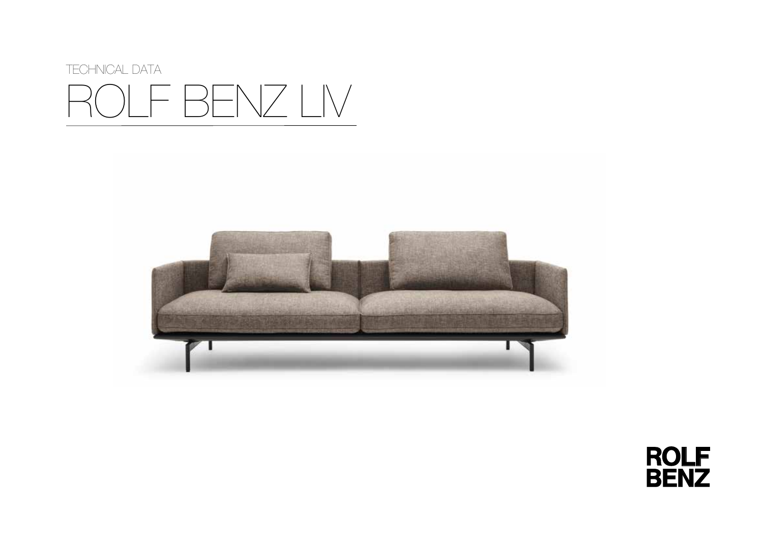TECHNICAL DATA

# ROLF BENZ LIV

ROLF BENZ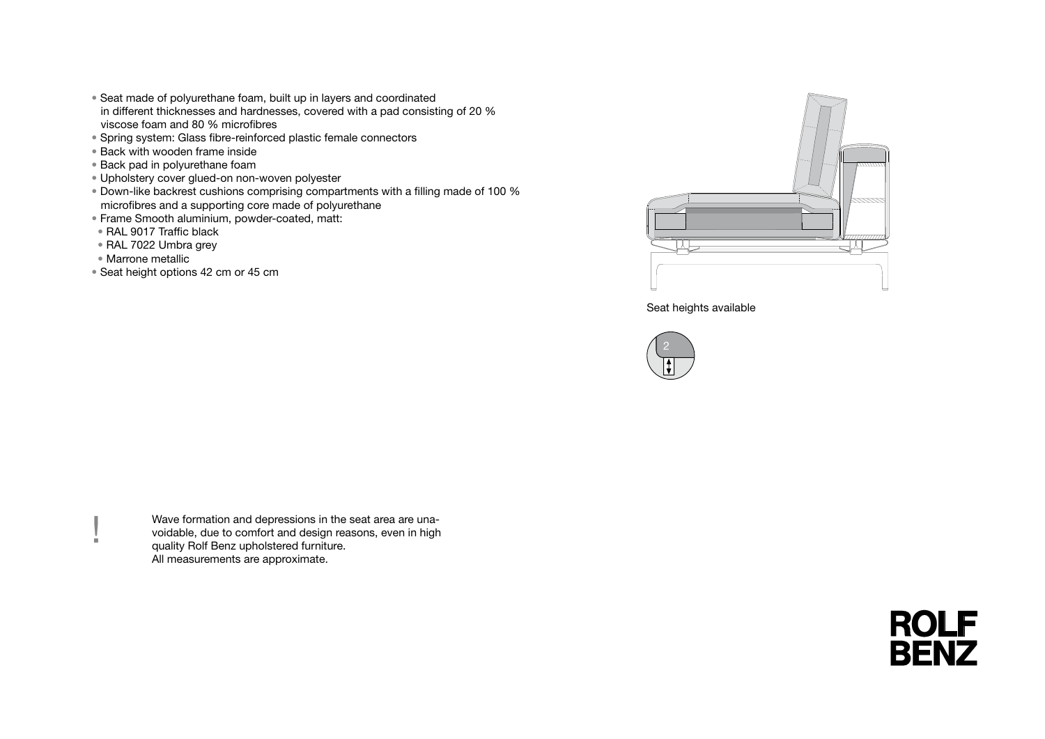- Seat made of polyurethane foam, built up in layers and coordinated in different thicknesses and hardnesses, covered with a pad consisting of 20 % viscose foam and 80 % microfibres
- Spring system: Glass fibre-reinforced plastic female connectors
- Back with wooden frame inside
- Back pad in polyurethane foam
- Upholstery cover glued-on non-woven polyester
- Down-like backrest cushions comprising compartments with a filling made of 100 % microfibres and a supporting core made of polyurethane
- Frame Smooth aluminium, powder-coated, matt:
  - RAL 9017 Traffic black
  - RAL 7022 Umbra grey
  - Marrone metallic
- Seat height options 42 cm or 45 cm

Seat heights available

2

! Wave formation and depressions in the seat area are unavoidable, due to comfort and design reasons, even in high quality Rolf Benz upholstered furniture.
All measurements are approximate.

ROLF BENZ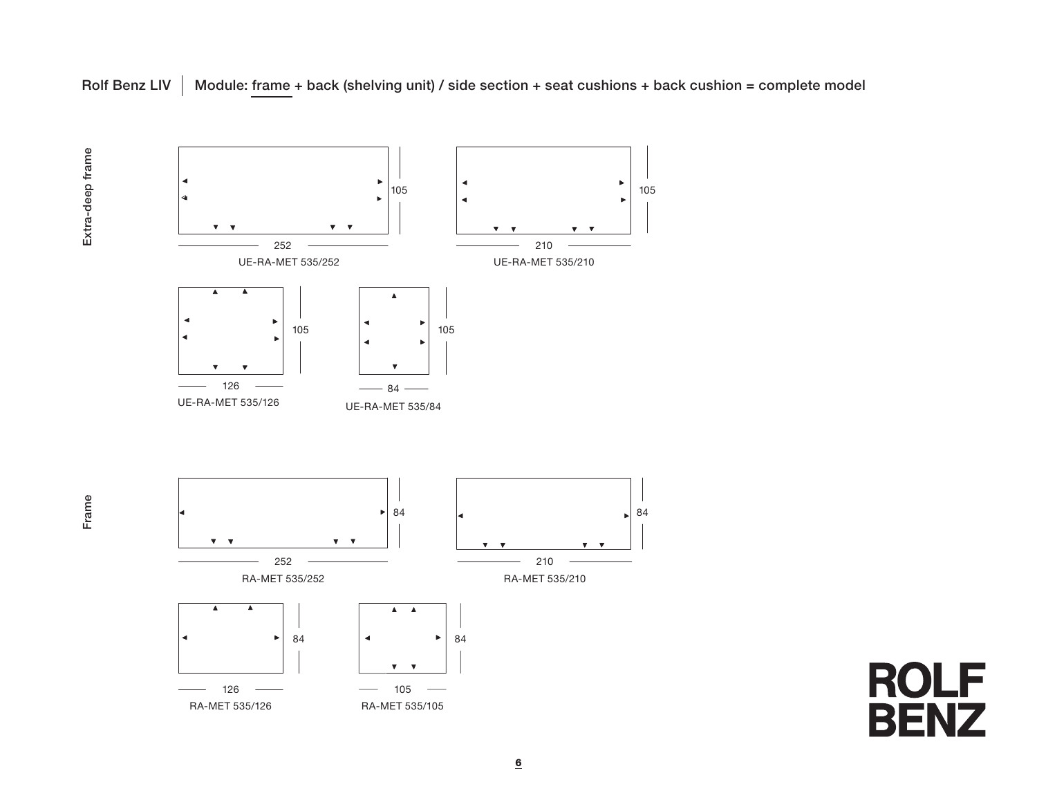Rolf Benz LIV | Module: frame + back (shelving unit) / side section + seat cushions + back cushion = complete model

## Extra-deep frame

105

252

UE-RA-MET 535/252

105

210

UE-RA-MET 535/210

105

126

UE-RA-MET 535/126

105

84

UE-RA-MET 535/84

## Frame

84

252

RA-MET 535/252

84

210

RA-MET 535/210

84

126

RA-MET 535/126

84

105

RA-MET 535/105

ROLF BENZ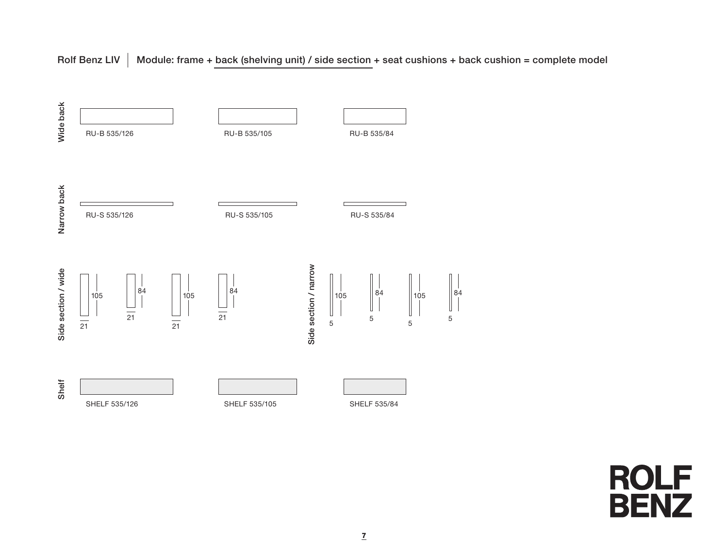Rolf Benz LIV | Module: frame + back (shelving unit) / side section + seat cushions + back cushion = complete model

**Wide back**

RU-B 535/126

RU-B 535/105

RU-B 535/84

**Narrow back**

RU-S 535/126

RU-S 535/105

RU-S 535/84

**Side section / wide**

105
21

84
21

105
21

84
21

**Side section / narrow**

105
5

84
5

105
5

84
5

**Shelf**

SHELF 535/126

SHELF 535/105

SHELF 535/84

ROLF BENZ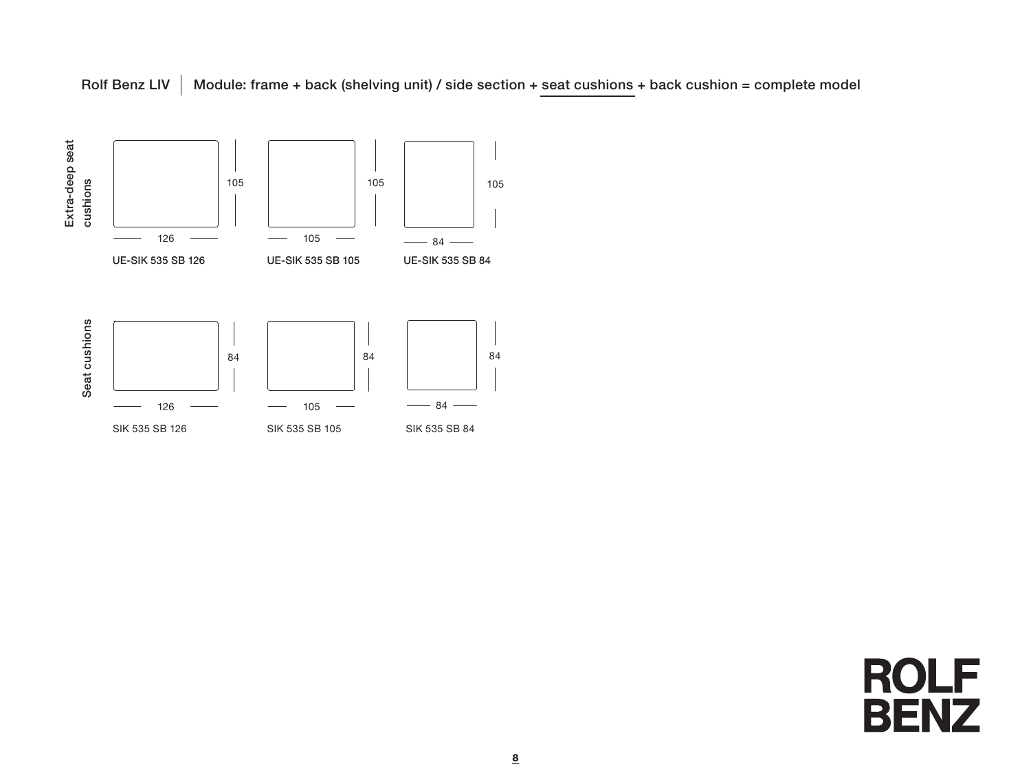Rolf Benz LIV | Module: frame + back (shelving unit) / side section + seat cushions + back cushion = complete model

**Extra-deep seat cushions**

| Model | Width | Depth |
| --- | --- | --- |
| UE-SIK 535 SB 126 | 126 | 105 |
| UE-SIK 535 SB 105 | 105 | 105 |
| UE-SIK 535 SB 84 | 84 | 105 |

**Seat cushions**

| Model | Width | Depth |
| --- | --- | --- |
| SIK 535 SB 126 | 126 | 84 |
| SIK 535 SB 105 | 105 | 84 |
| SIK 535 SB 84 | 84 | 84 |

ROLF BENZ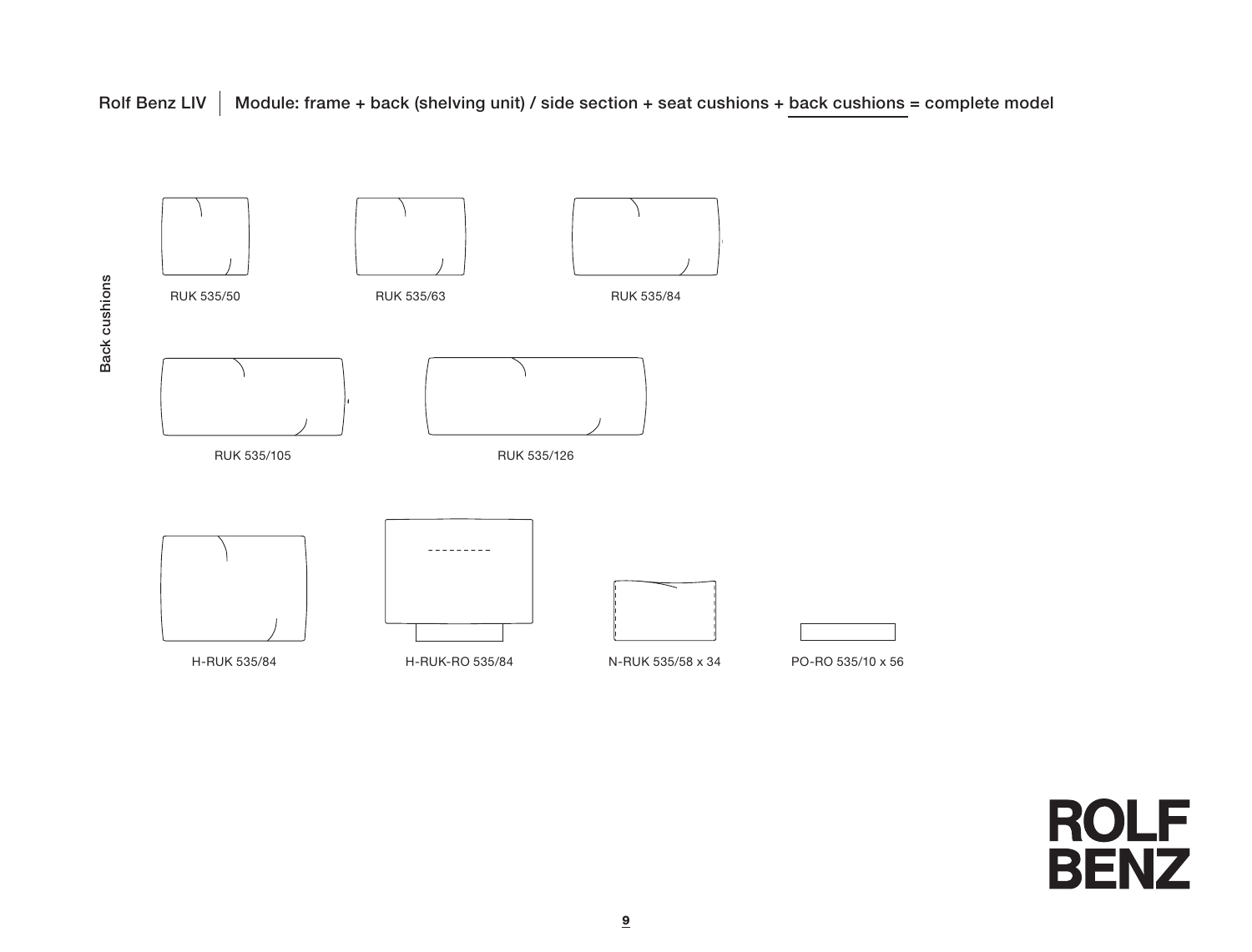Rolf Benz LIV | Module: frame + back (shelving unit) / side section + seat cushions + back cushions = complete model

**Back cushions**

RUK 535/50

RUK 535/63

RUK 535/84

RUK 535/105

RUK 535/126

H-RUK 535/84

H-RUK-RO 535/84

N-RUK 535/58 x 34

PO-RO 535/10 x 56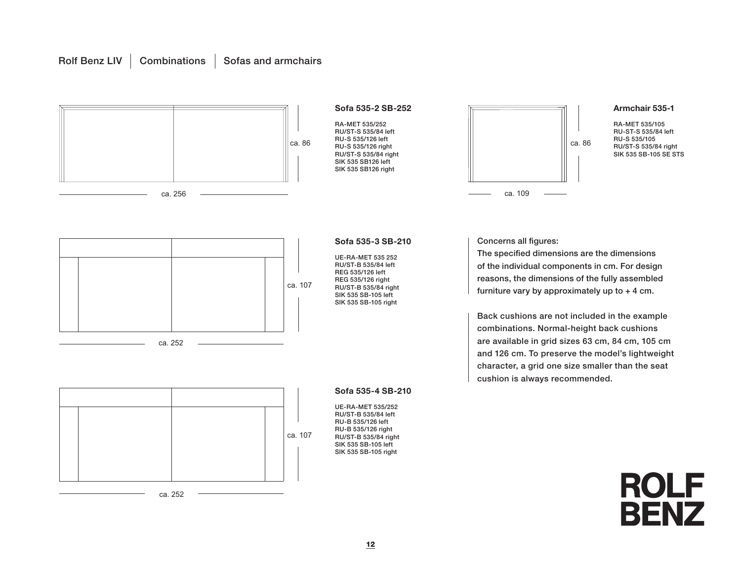Rolf Benz LIV | Combinations | Sofas and armchairs

ca. 86

ca. 256

### Sofa 535-2 SB-252

RA-MET 535/252
RU/ST-S 535/84 left
RU-S 535/126 left
RU-S 535/126 right
RU/ST-S 535/84 right
SIK 535 SB126 left
SIK 535 SB126 right

ca. 86

ca. 109

### Armchair 535-1

RA-MET 535/105
RU-ST-S 535/84 left
RU-S 535/105
RU/ST-S 535/84 right
SIK 535 SB-105 SE STS

ca. 107

ca. 252

### Sofa 535-3 SB-210

UE-RA-MET 535 252
RU/ST-B 535/84 left
REG 535/126 left
REG 535/126 right
RU/ST-B 535/84 right
SIK 535 SB-105 left
SIK 535 SB-105 right

ca. 107

ca. 252

### Sofa 535-4 SB-210

UE-RA-MET 535/252
RU/ST-B 535/84 left
RU-B 535/126 left
RU-B 535/126 right
RU/ST-B 535/84 right
SIK 535 SB-105 left
SIK 535 SB-105 right

Concerns all figures:
The specified dimensions are the dimensions of the individual components in cm. For design reasons, the dimensions of the fully assembled furniture vary by approximately up to + 4 cm.

Back cushions are not included in the example combinations. Normal-height back cushions are available in grid sizes 63 cm, 84 cm, 105 cm and 126 cm. To preserve the model's lightweight character, a grid one size smaller than the seat cushion is always recommended.

ROLF BENZ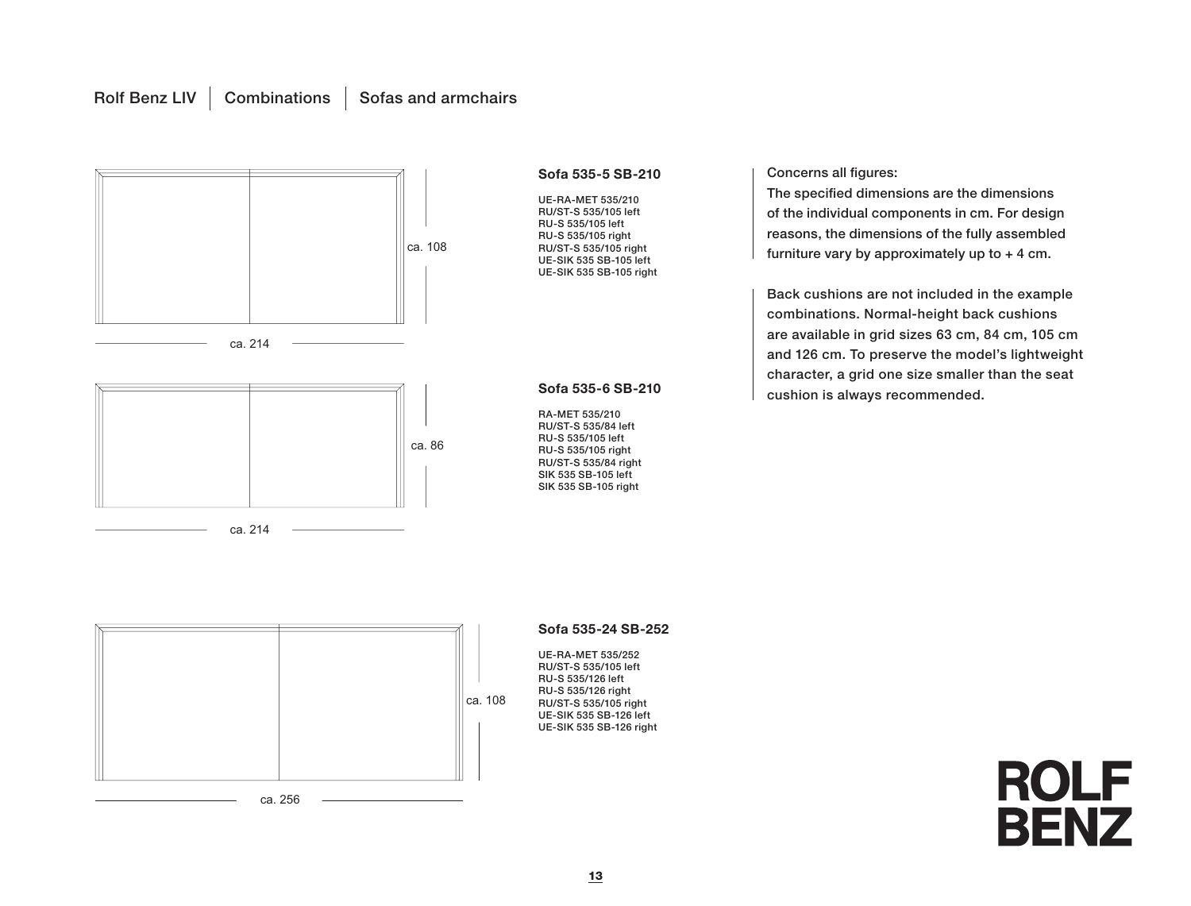Rolf Benz LIV | Combinations | Sofas and armchairs

ca. 108

ca. 214

### Sofa 535-5 SB-210

UE-RA-MET 535/210
RU/ST-S 535/105 left
RU-S 535/105 left
RU-S 535/105 right
RU/ST-S 535/105 right
UE-SIK 535 SB-105 left
UE-SIK 535 SB-105 right

ca. 86

ca. 214

### Sofa 535-6 SB-210

RA-MET 535/210
RU/ST-S 535/84 left
RU-S 535/105 left
RU-S 535/105 right
RU/ST-S 535/84 right
SIK 535 SB-105 left
SIK 535 SB-105 right

ca. 108

ca. 256

### Sofa 535-24 SB-252

UE-RA-MET 535/252
RU/ST-S 535/105 left
RU-S 535/126 left
RU-S 535/126 right
RU/ST-S 535/105 right
UE-SIK 535 SB-126 left
UE-SIK 535 SB-126 right

Concerns all figures:
The specified dimensions are the dimensions of the individual components in cm. For design reasons, the dimensions of the fully assembled furniture vary by approximately up to + 4 cm.

Back cushions are not included in the example combinations. Normal-height back cushions are available in grid sizes 63 cm, 84 cm, 105 cm and 126 cm. To preserve the model's lightweight character, a grid one size smaller than the seat cushion is always recommended.

ROLF BENZ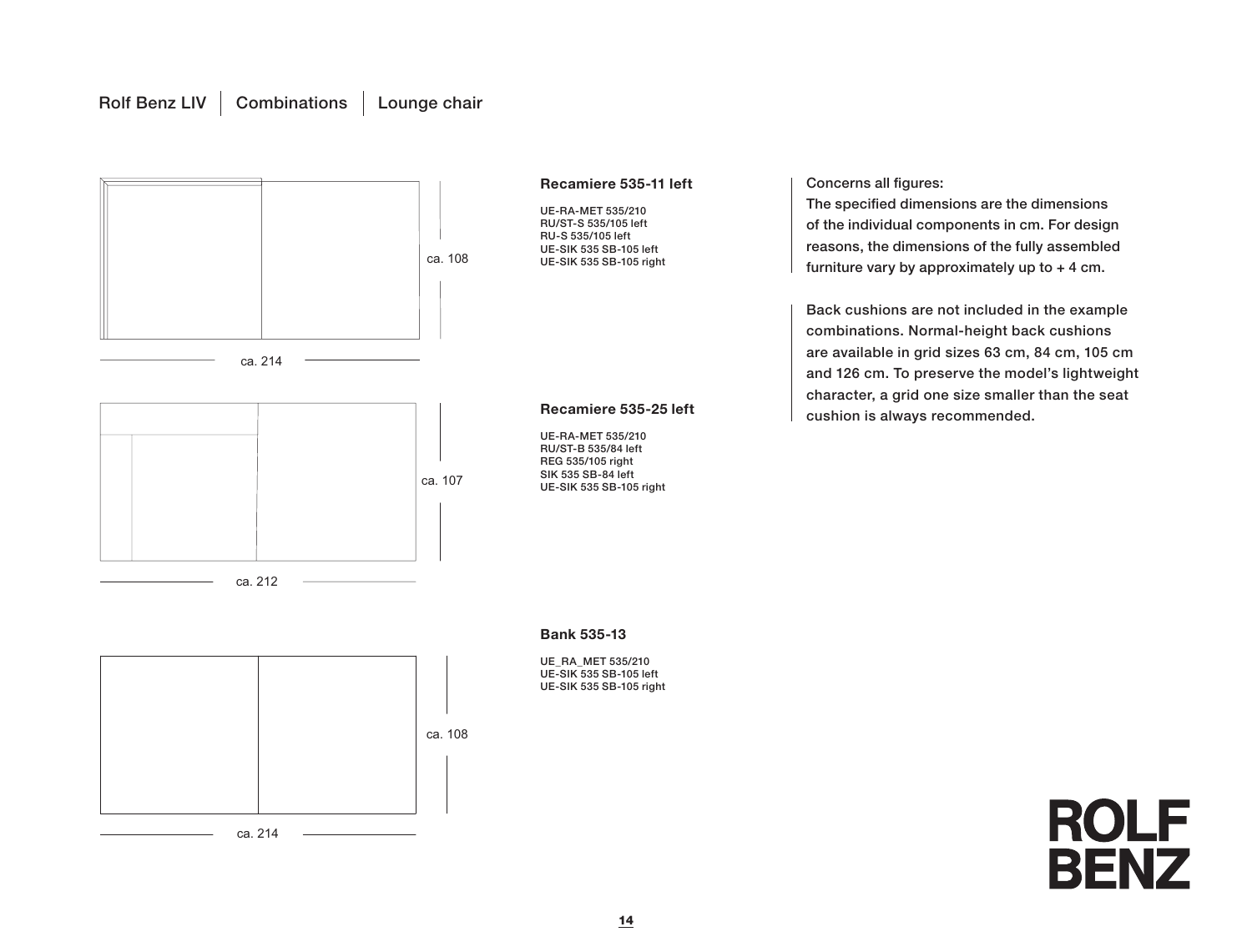Rolf Benz LIV | Combinations | Lounge chair

ca. 108

ca. 214

### Recamiere 535-11 left

UE-RA-MET 535/210
RU/ST-S 535/105 left
RU-S 535/105 left
UE-SIK 535 SB-105 left
UE-SIK 535 SB-105 right

ca. 107

ca. 212

### Recamiere 535-25 left

UE-RA-MET 535/210
RU/ST-B 535/84 left
REG 535/105 right
SIK 535 SB-84 left
UE-SIK 535 SB-105 right

ca. 108

ca. 214

### Bank 535-13

UE_RA_MET 535/210
UE-SIK 535 SB-105 left
UE-SIK 535 SB-105 right

Concerns all figures:
The specified dimensions are the dimensions of the individual components in cm. For design reasons, the dimensions of the fully assembled furniture vary by approximately up to + 4 cm.

Back cushions are not included in the example combinations. Normal-height back cushions are available in grid sizes 63 cm, 84 cm, 105 cm and 126 cm. To preserve the model's lightweight character, a grid one size smaller than the seat cushion is always recommended.

ROLF BENZ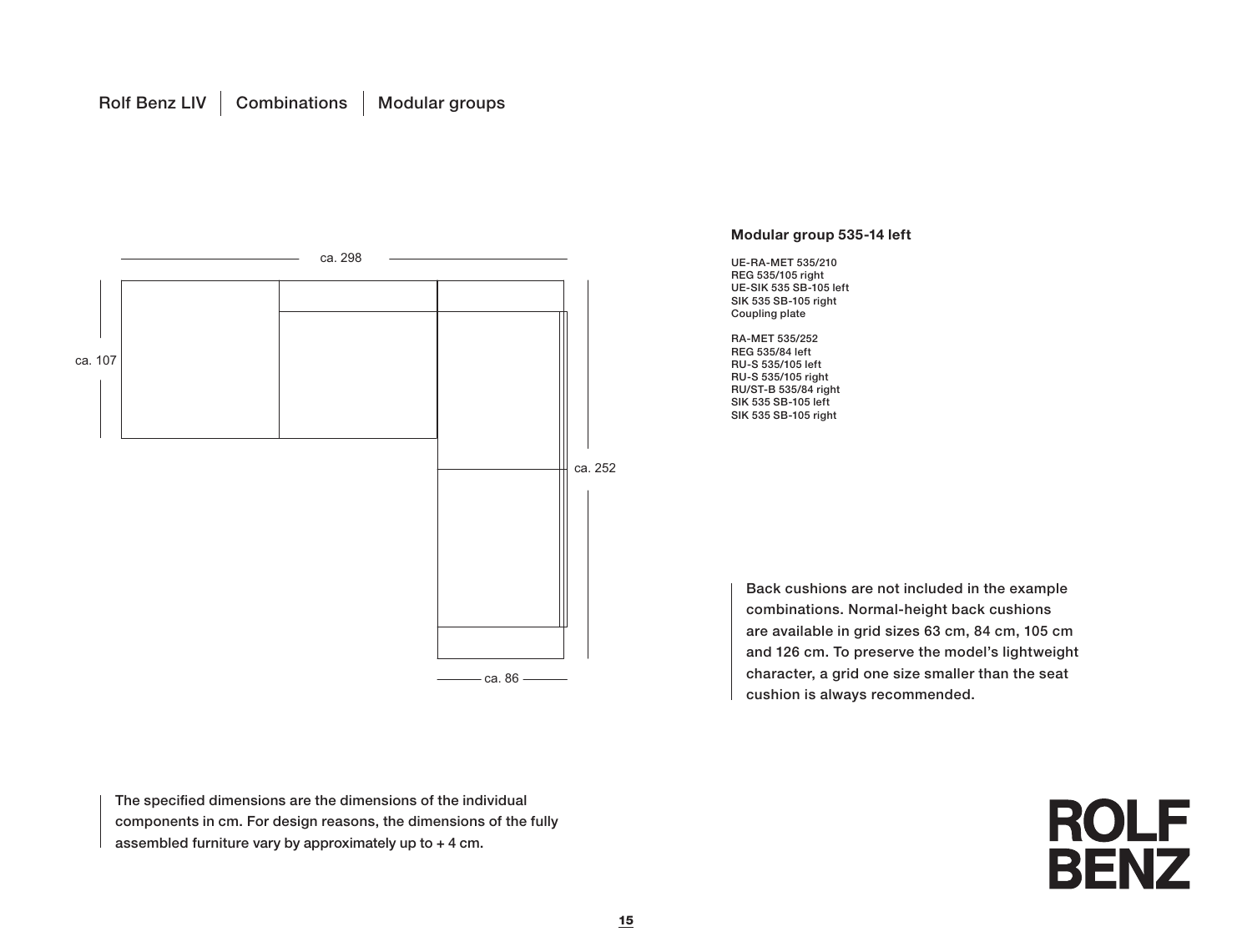Rolf Benz LIV | Combinations | Modular groups

ca. 298

ca. 107

ca. 252

ca. 86

### Modular group 535-14 left

UE-RA-MET 535/210
REG 535/105 right
UE-SIK 535 SB-105 left
SIK 535 SB-105 right
Coupling plate

RA-MET 535/252
REG 535/84 left
RU-S 535/105 left
RU-S 535/105 right
RU/ST-B 535/84 right
SIK 535 SB-105 left
SIK 535 SB-105 right

Back cushions are not included in the example combinations. Normal-height back cushions are available in grid sizes 63 cm, 84 cm, 105 cm and 126 cm. To preserve the model's lightweight character, a grid one size smaller than the seat cushion is always recommended.

The specified dimensions are the dimensions of the individual components in cm. For design reasons, the dimensions of the fully assembled furniture vary by approximately up to + 4 cm.

ROLF BENZ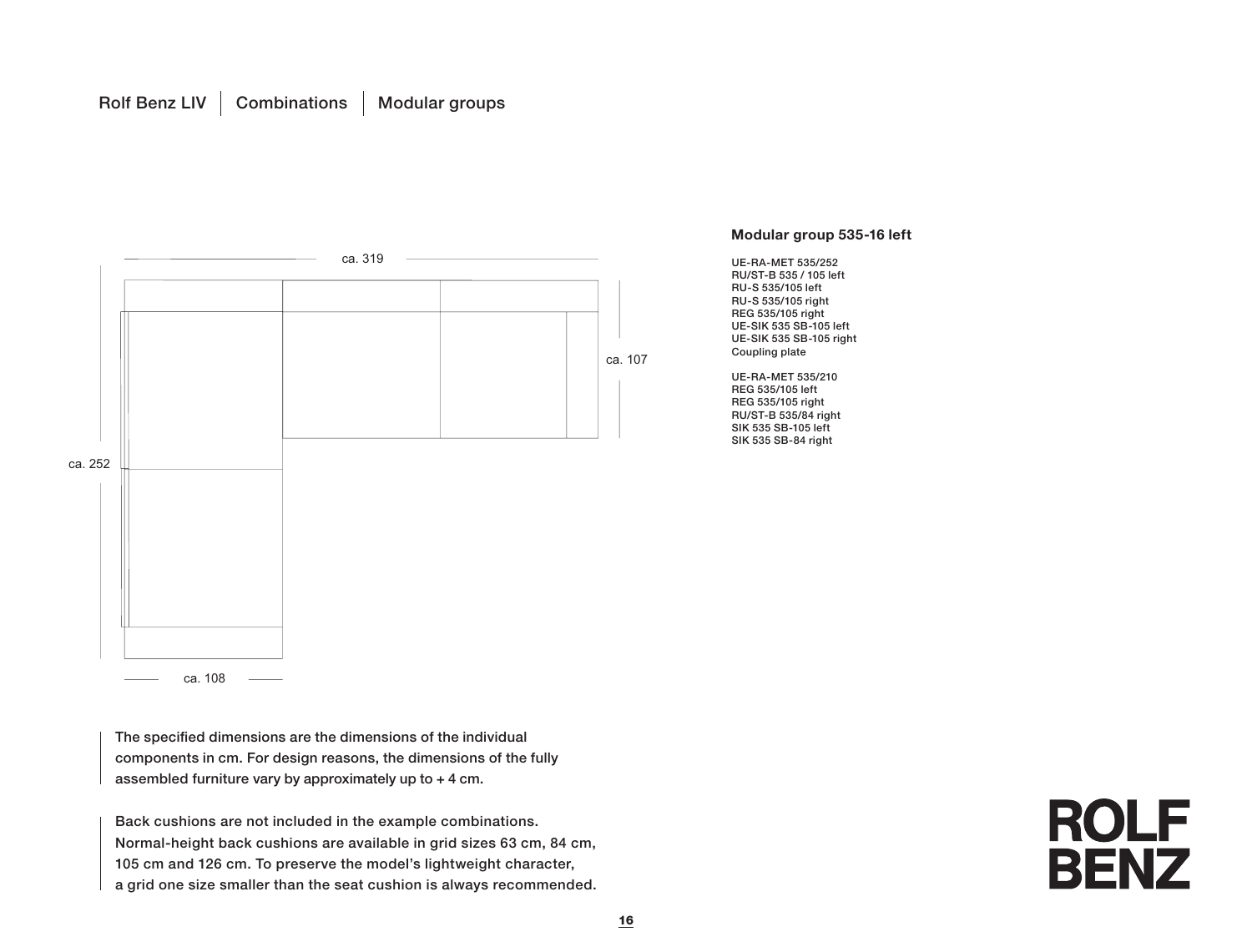Rolf Benz LIV | Combinations | Modular groups

ca. 319

ca. 107

ca. 252

ca. 108

## Modular group 535-16 left

UE-RA-MET 535/252
RU/ST-B 535 / 105 left
RU-S 535/105 left
RU-S 535/105 right
REG 535/105 right
UE-SIK 535 SB-105 left
UE-SIK 535 SB-105 right
Coupling plate

UE-RA-MET 535/210
REG 535/105 left
REG 535/105 right
RU/ST-B 535/84 right
SIK 535 SB-105 left
SIK 535 SB-84 right

The specified dimensions are the dimensions of the individual components in cm. For design reasons, the dimensions of the fully assembled furniture vary by approximately up to + 4 cm.

Back cushions are not included in the example combinations. Normal-height back cushions are available in grid sizes 63 cm, 84 cm, 105 cm and 126 cm. To preserve the model's lightweight character, a grid one size smaller than the seat cushion is always recommended.

ROLF BENZ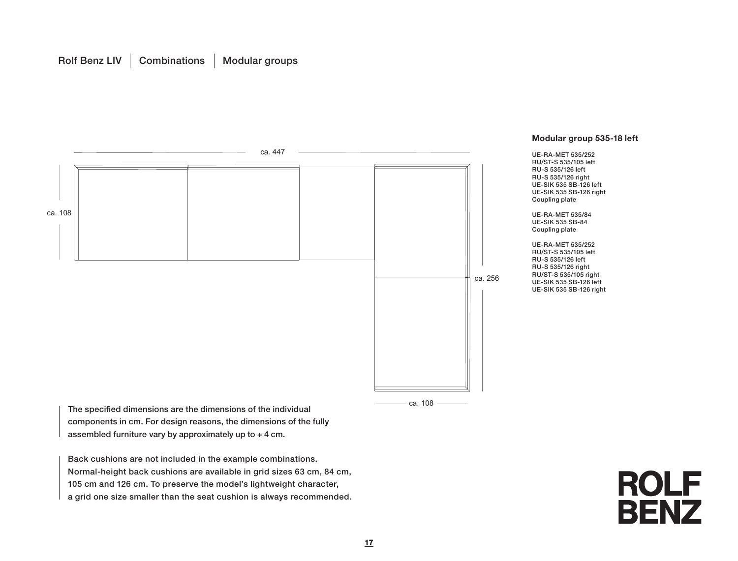Rolf Benz LIV | Combinations | Modular groups

ca. 447

ca. 108

ca. 256

ca. 108

## Modular group 535-18 left

UE-RA-MET 535/252
RU/ST-S 535/105 left
RU-S 535/126 left
RU-S 535/126 right
UE-SIK 535 SB-126 left
UE-SIK 535 SB-126 right
Coupling plate

UE-RA-MET 535/84
UE-SIK 535 SB-84
Coupling plate

UE-RA-MET 535/252
RU/ST-S 535/105 left
RU-S 535/126 left
RU-S 535/126 right
RU/ST-S 535/105 right
UE-SIK 535 SB-126 left
UE-SIK 535 SB-126 right

The specified dimensions are the dimensions of the individual components in cm. For design reasons, the dimensions of the fully assembled furniture vary by approximately up to + 4 cm.

Back cushions are not included in the example combinations. Normal-height back cushions are available in grid sizes 63 cm, 84 cm, 105 cm and 126 cm. To preserve the model's lightweight character, a grid one size smaller than the seat cushion is always recommended.

ROLF BENZ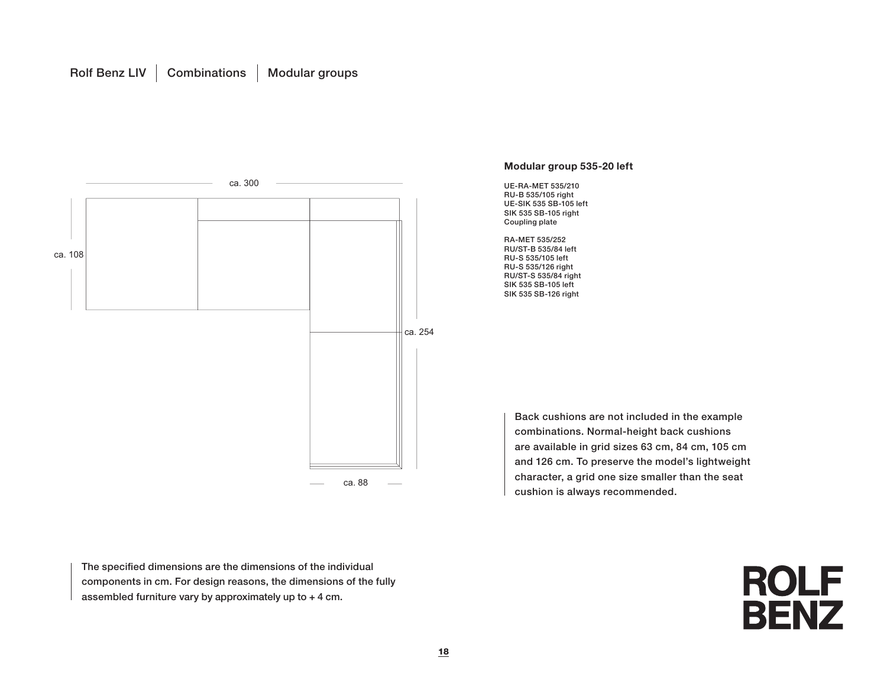Rolf Benz LIV | Combinations | Modular groups

ca. 300

ca. 108

ca. 254

ca. 88

**Modular group 535-20 left**

UE-RA-MET 535/210
RU-B 535/105 right
UE-SIK 535 SB-105 left
SIK 535 SB-105 right
Coupling plate

RA-MET 535/252
RU/ST-B 535/84 left
RU-S 535/105 left
RU-S 535/126 right
RU/ST-S 535/84 right
SIK 535 SB-105 left
SIK 535 SB-126 right

Back cushions are not included in the example combinations. Normal-height back cushions are available in grid sizes 63 cm, 84 cm, 105 cm and 126 cm. To preserve the model's lightweight character, a grid one size smaller than the seat cushion is always recommended.

The specified dimensions are the dimensions of the individual components in cm. For design reasons, the dimensions of the fully assembled furniture vary by approximately up to + 4 cm.

ROLF BENZ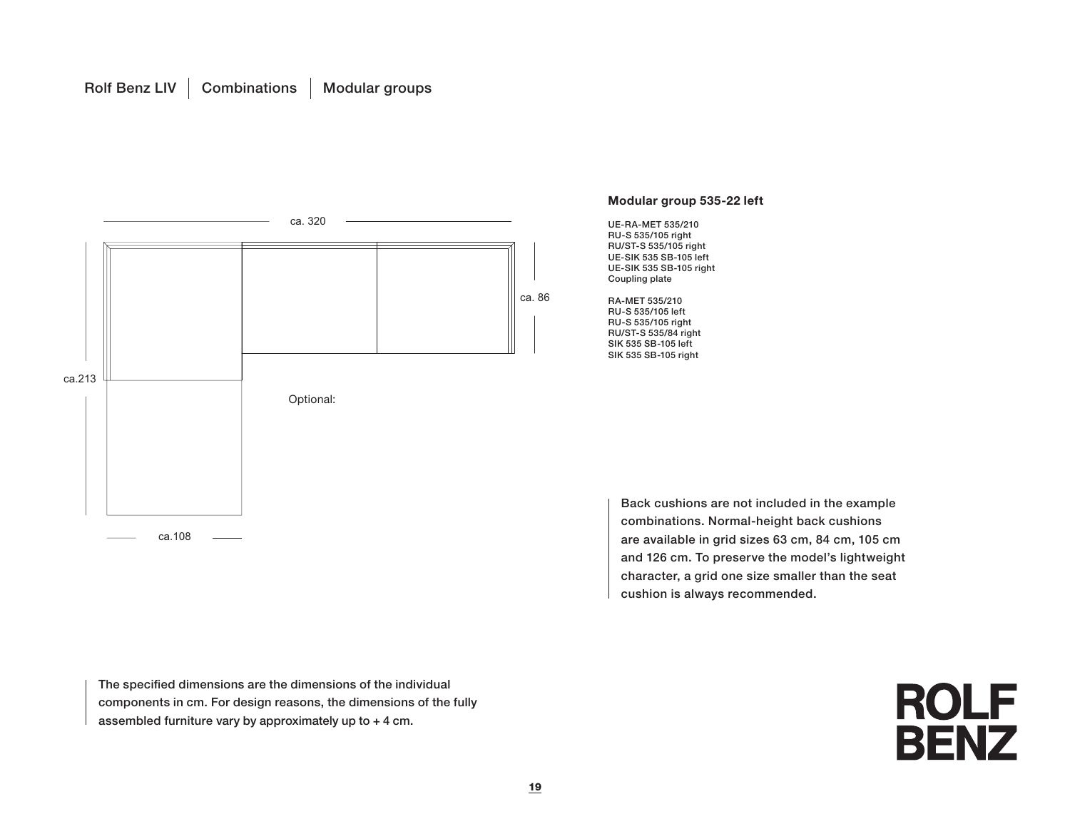Rolf Benz LIV | Combinations | Modular groups

ca. 320

ca. 86

ca.213

ca.108

Optional:

**Modular group 535-22 left**

UE-RA-MET 535/210
RU-S 535/105 right
RU/ST-S 535/105 right
UE-SIK 535 SB-105 left
UE-SIK 535 SB-105 right
Coupling plate

RA-MET 535/210
RU-S 535/105 left
RU-S 535/105 right
RU/ST-S 535/84 right
SIK 535 SB-105 left
SIK 535 SB-105 right

Back cushions are not included in the example combinations. Normal-height back cushions are available in grid sizes 63 cm, 84 cm, 105 cm and 126 cm. To preserve the model's lightweight character, a grid one size smaller than the seat cushion is always recommended.

The specified dimensions are the dimensions of the individual components in cm. For design reasons, the dimensions of the fully assembled furniture vary by approximately up to + 4 cm.

ROLF BENZ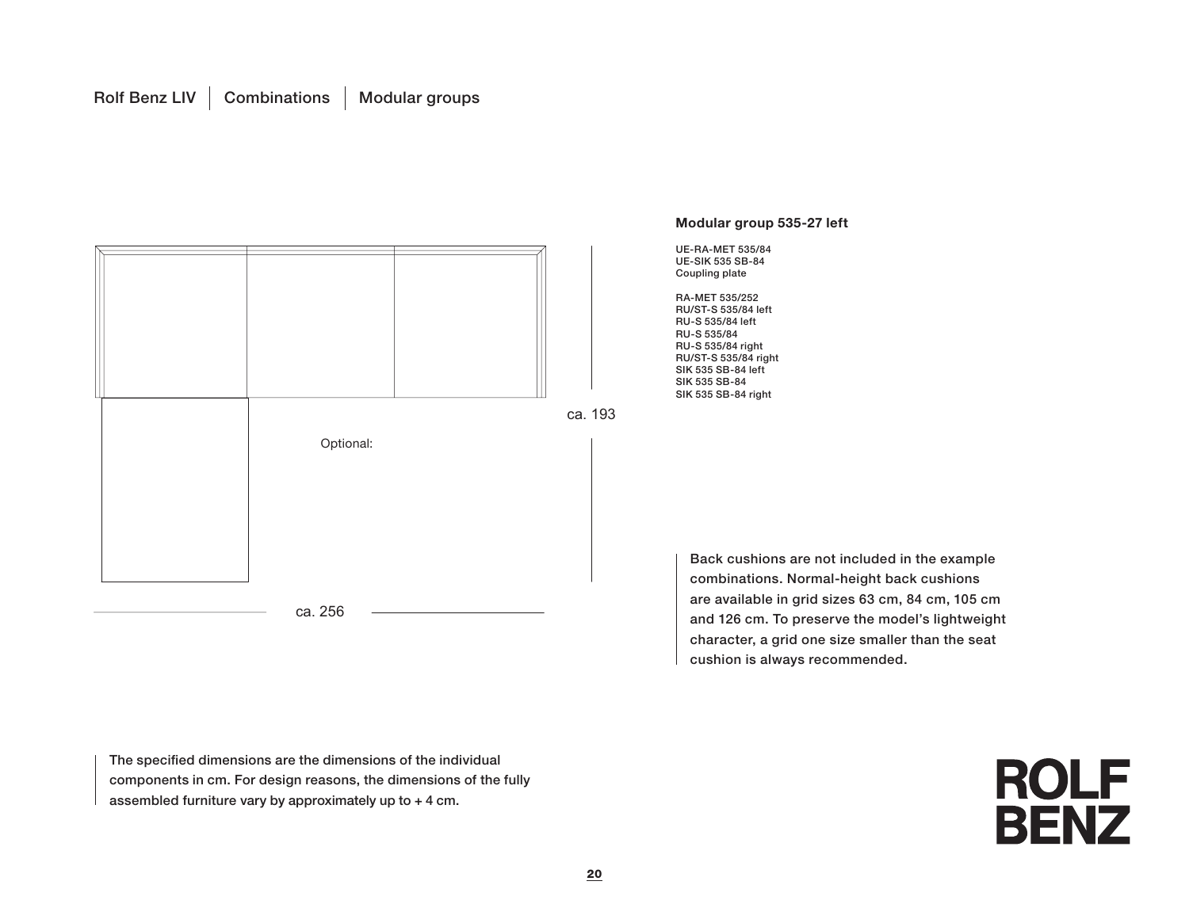Rolf Benz LIV | Combinations | Modular groups

Optional:

ca. 193

ca. 256

**Modular group 535-27 left**

UE-RA-MET 535/84
UE-SIK 535 SB-84
Coupling plate

RA-MET 535/252
RU/ST-S 535/84 left
RU-S 535/84 left
RU-S 535/84
RU-S 535/84 right
RU/ST-S 535/84 right
SIK 535 SB-84 left
SIK 535 SB-84
SIK 535 SB-84 right

Back cushions are not included in the example combinations. Normal-height back cushions are available in grid sizes 63 cm, 84 cm, 105 cm and 126 cm. To preserve the model's lightweight character, a grid one size smaller than the seat cushion is always recommended.

The specified dimensions are the dimensions of the individual components in cm. For design reasons, the dimensions of the fully assembled furniture vary by approximately up to + 4 cm.

ROLF BENZ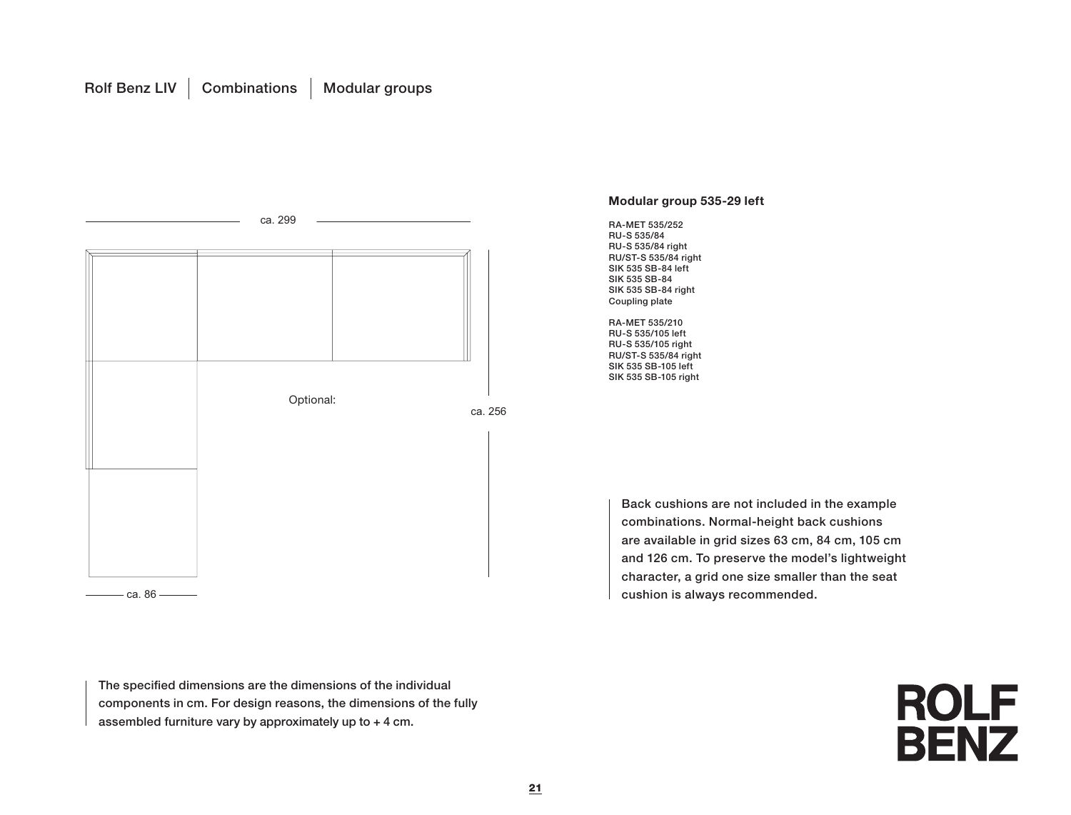Rolf Benz LIV | Combinations | Modular groups

ca. 299

Optional:

ca. 256

ca. 86

**Modular group 535-29 left**

RA-MET 535/252
RU-S 535/84
RU-S 535/84 right
RU/ST-S 535/84 right
SIK 535 SB-84 left
SIK 535 SB-84
SIK 535 SB-84 right
Coupling plate

RA-MET 535/210
RU-S 535/105 left
RU-S 535/105 right
RU/ST-S 535/84 right
SIK 535 SB-105 left
SIK 535 SB-105 right

Back cushions are not included in the example combinations. Normal-height back cushions are available in grid sizes 63 cm, 84 cm, 105 cm and 126 cm. To preserve the model's lightweight character, a grid one size smaller than the seat cushion is always recommended.

The specified dimensions are the dimensions of the individual components in cm. For design reasons, the dimensions of the fully assembled furniture vary by approximately up to + 4 cm.

ROLF BENZ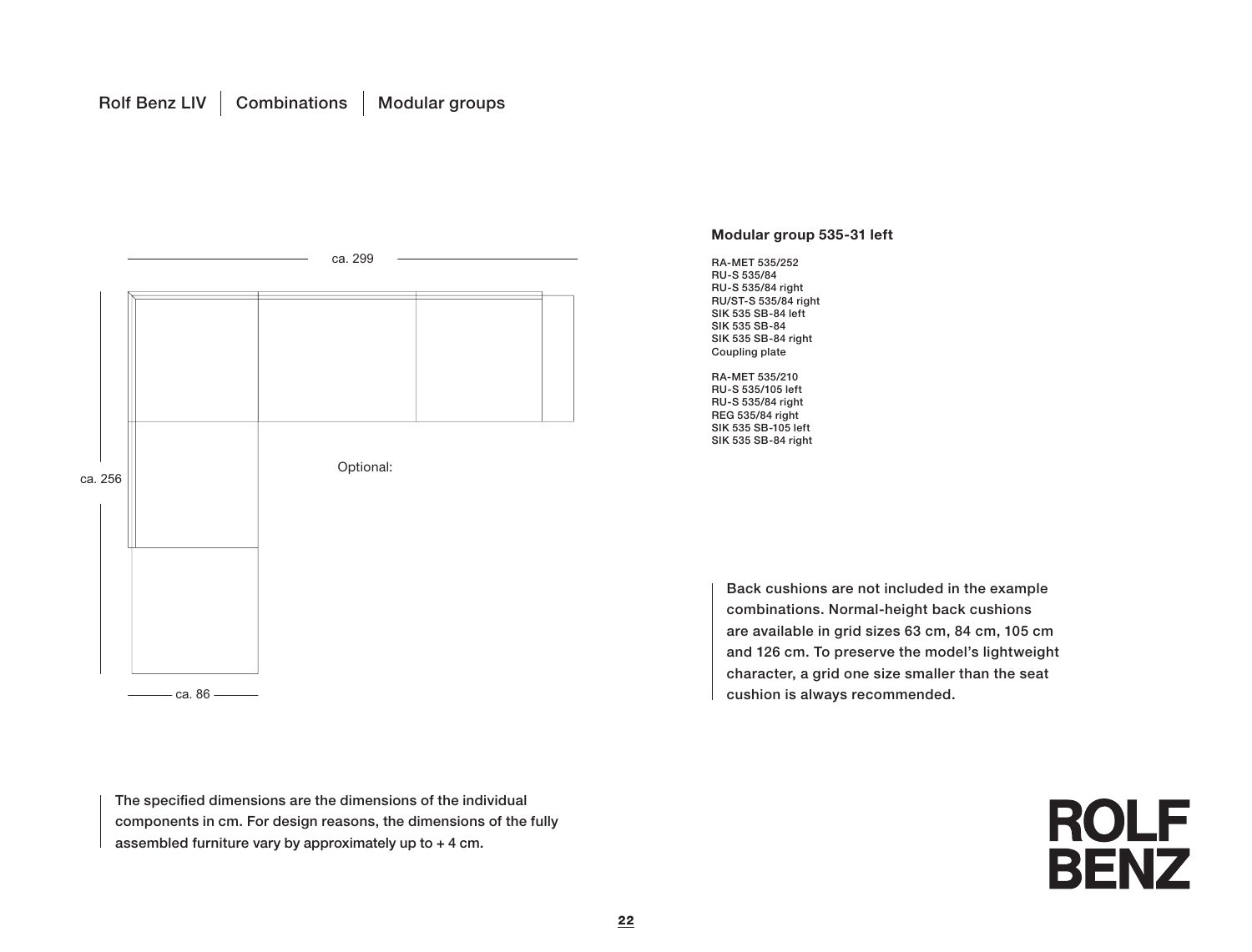Rolf Benz LIV | Combinations | Modular groups

ca. 299

ca. 256

ca. 86

Optional:

**Modular group 535-31 left**

RA-MET 535/252
RU-S 535/84
RU-S 535/84 right
RU/ST-S 535/84 right
SIK 535 SB-84 left
SIK 535 SB-84
SIK 535 SB-84 right
Coupling plate

RA-MET 535/210
RU-S 535/105 left
RU-S 535/84 right
REG 535/84 right
SIK 535 SB-105 left
SIK 535 SB-84 right

Back cushions are not included in the example combinations. Normal-height back cushions are available in grid sizes 63 cm, 84 cm, 105 cm and 126 cm. To preserve the model's lightweight character, a grid one size smaller than the seat cushion is always recommended.

The specified dimensions are the dimensions of the individual components in cm. For design reasons, the dimensions of the fully assembled furniture vary by approximately up to + 4 cm.

ROLF BENZ